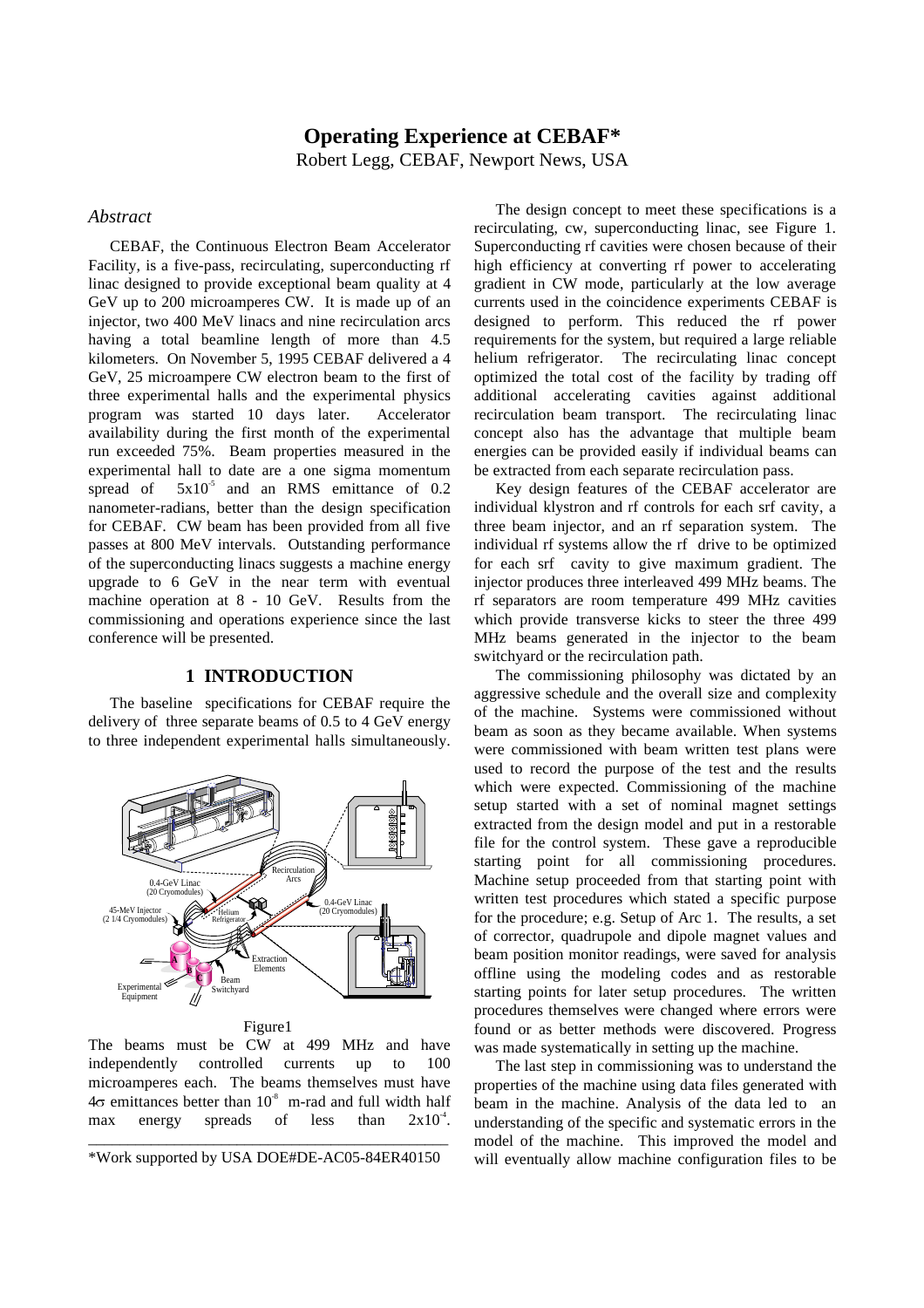# Operating Experience at CEBAF*

Robert Legg, CEBAF, Newport News, USA

## *Abstract*

CEBAF, the Continuous Electron Beam Accelerator Facility, is a five-pass, recirculating, superconducting rf linac designed to provide exceptional beam quality at 4 GeV up to 200 microamperes CW. It is made up of an injector, two 400 MeV linacs and nine recirculation arcs having a total beamline length of more than 4.5 kilometers. On November 5, 1995 CEBAF delivered a 4 GeV, 25 microampere CW electron beam to the first of three experimental halls and the experimental physics program was started 10 days later. Accelerator availability during the first month of the experimental run exceeded 75%. Beam properties measured in the experimental hall to date are a one sigma momentum spread of $5\times10^{-5}$ and an RMS emittance of 0.2 nanometer-radians, better than the design specification for CEBAF. CW beam has been provided from all five passes at 800 MeV intervals. Outstanding performance of the superconducting linacs suggests a machine energy upgrade to 6 GeV in the near term with eventual machine operation at 8 - 10 GeV. Results from the commissioning and operations experience since the last conference will be presented.

## 1 INTRODUCTION

The baseline specifications for CEBAF require the delivery of three separate beams of 0.5 to 4 GeV energy to three independent experimental halls simultaneously.

Figure1

The beams must be CW at 499 MHz and have independently controlled currents up to 100 microamperes each. The beams themselves must have $4\sigma$ emittances better than $10^{-8}$ m-rad and full width half max energy spreads of less than $2\times10^{-4}$.

The design concept to meet these specifications is a recirculating, cw, superconducting linac, see Figure 1. Superconducting rf cavities were chosen because of their high efficiency at converting rf power to accelerating gradient in CW mode, particularly at the low average currents used in the coincidence experiments CEBAF is designed to perform. This reduced the rf power requirements for the system, but required a large reliable helium refrigerator. The recirculating linac concept optimized the total cost of the facility by trading off additional accelerating cavities against additional recirculation beam transport. The recirculating linac concept also has the advantage that multiple beam energies can be provided easily if individual beams can be extracted from each separate recirculation pass.

Key design features of the CEBAF accelerator are individual klystron and rf controls for each srf cavity, a three beam injector, and an rf separation system. The individual rf systems allow the rf drive to be optimized for each srf cavity to give maximum gradient. The injector produces three interleaved 499 MHz beams. The rf separators are room temperature 499 MHz cavities which provide transverse kicks to steer the three 499 MHz beams generated in the injector to the beam switchyard or the recirculation path.

The commissioning philosophy was dictated by an aggressive schedule and the overall size and complexity of the machine. Systems were commissioned without beam as soon as they became available. When systems were commissioned with beam written test plans were used to record the purpose of the test and the results which were expected. Commissioning of the machine setup started with a set of nominal magnet settings extracted from the design model and put in a restorable file for the control system. These gave a reproducible starting point for all commissioning procedures. Machine setup proceeded from that starting point with written test procedures which stated a specific purpose for the procedure; e.g. Setup of Arc 1. The results, a set of corrector, quadrupole and dipole magnet values and beam position monitor readings, were saved for analysis offline using the modeling codes and as restorable starting points for later setup procedures. The written procedures themselves were changed where errors were found or as better methods were discovered. Progress was made systematically in setting up the machine.

The last step in commissioning was to understand the properties of the machine using data files generated with beam in the machine. Analysis of the data led to an understanding of the specific and systematic errors in the model of the machine. This improved the model and will eventually allow machine configuration files to be

*Work supported by USA DOE#DE-AC05-84ER40150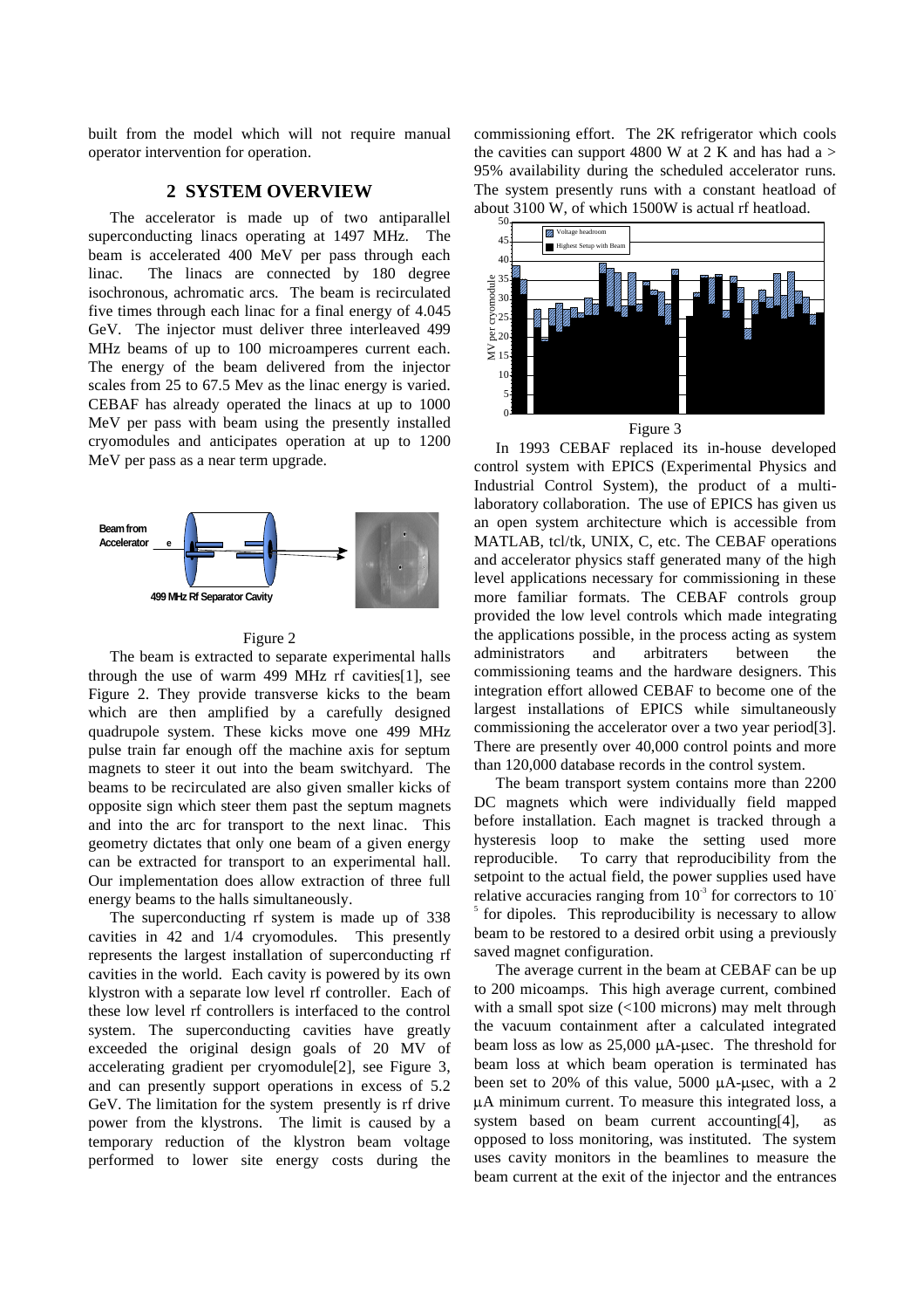built from the model which will not require manual operator intervention for operation.

## 2 SYSTEM OVERVIEW

The accelerator is made up of two antiparallel superconducting linacs operating at 1497 MHz. The beam is accelerated 400 MeV per pass through each linac. The linacs are connected by 180 degree isochronous, achromatic arcs. The beam is recirculated five times through each linac for a final energy of 4.045 GeV. The injector must deliver three interleaved 499 MHz beams of up to 100 microamperes current each. The energy of the beam delivered from the injector scales from 25 to 67.5 Mev as the linac energy is varied. CEBAF has already operated the linacs at up to 1000 MeV per pass with beam using the presently installed cryomodules and anticipates operation at up to 1200 MeV per pass as a near term upgrade.

Figure 2

The beam is extracted to separate experimental halls through the use of warm 499 MHz rf cavities[1], see Figure 2. They provide transverse kicks to the beam which are then amplified by a carefully designed quadrupole system. These kicks move one 499 MHz pulse train far enough off the machine axis for septum magnets to steer it out into the beam switchyard. The beams to be recirculated are also given smaller kicks of opposite sign which steer them past the septum magnets and into the arc for transport to the next linac. This geometry dictates that only one beam of a given energy can be extracted for transport to an experimental hall. Our implementation does allow extraction of three full energy beams to the halls simultaneously.

The superconducting rf system is made up of 338 cavities in 42 and 1/4 cryomodules. This presently represents the largest installation of superconducting rf cavities in the world. Each cavity is powered by its own klystron with a separate low level rf controller. Each of these low level rf controllers is interfaced to the control system. The superconducting cavities have greatly exceeded the original design goals of 20 MV of accelerating gradient per cryomodule[2], see Figure 3, and can presently support operations in excess of 5.2 GeV. The limitation for the system presently is rf drive power from the klystrons. The limit is caused by a temporary reduction of the klystron beam voltage performed to lower site energy costs during the commissioning effort. The 2K refrigerator which cools the cavities can support 4800 W at 2 K and has had a > 95% availability during the scheduled accelerator runs. The system presently runs with a constant heatload of about 3100 W, of which 1500W is actual rf heatload.

Figure 3

In 1993 CEBAF replaced its in-house developed control system with EPICS (Experimental Physics and Industrial Control System), the product of a multi-laboratory collaboration. The use of EPICS has given us an open system architecture which is accessible from MATLAB, tcl/tk, UNIX, C, etc. The CEBAF operations and accelerator physics staff generated many of the high level applications necessary for commissioning in these more familiar formats. The CEBAF controls group provided the low level controls which made integrating the applications possible, in the process acting as system administrators and arbitraters between the commissioning teams and the hardware designers. This integration effort allowed CEBAF to become one of the largest installations of EPICS while simultaneously commissioning the accelerator over a two year period[3]. There are presently over 40,000 control points and more than 120,000 database records in the control system.

The beam transport system contains more than 2200 DC magnets which were individually field mapped before installation. Each magnet is tracked through a hysteresis loop to make the setting used more reproducible. To carry that reproducibility from the setpoint to the actual field, the power supplies used have relative accuracies ranging from $10^{-3}$ for correctors to $10^{-5}$ for dipoles. This reproducibility is necessary to allow beam to be restored to a desired orbit using a previously saved magnet configuration.

The average current in the beam at CEBAF can be up to 200 micoamps. This high average current, combined with a small spot size (<100 microns) may melt through the vacuum containment after a calculated integrated beam loss as low as 25,000 μA-μsec. The threshold for beam loss at which beam operation is terminated has been set to 20% of this value, 5000 μA-μsec, with a 2 μA minimum current. To measure this integrated loss, a system based on beam current accounting[4], as opposed to loss monitoring, was instituted. The system uses cavity monitors in the beamlines to measure the beam current at the exit of the injector and the entrances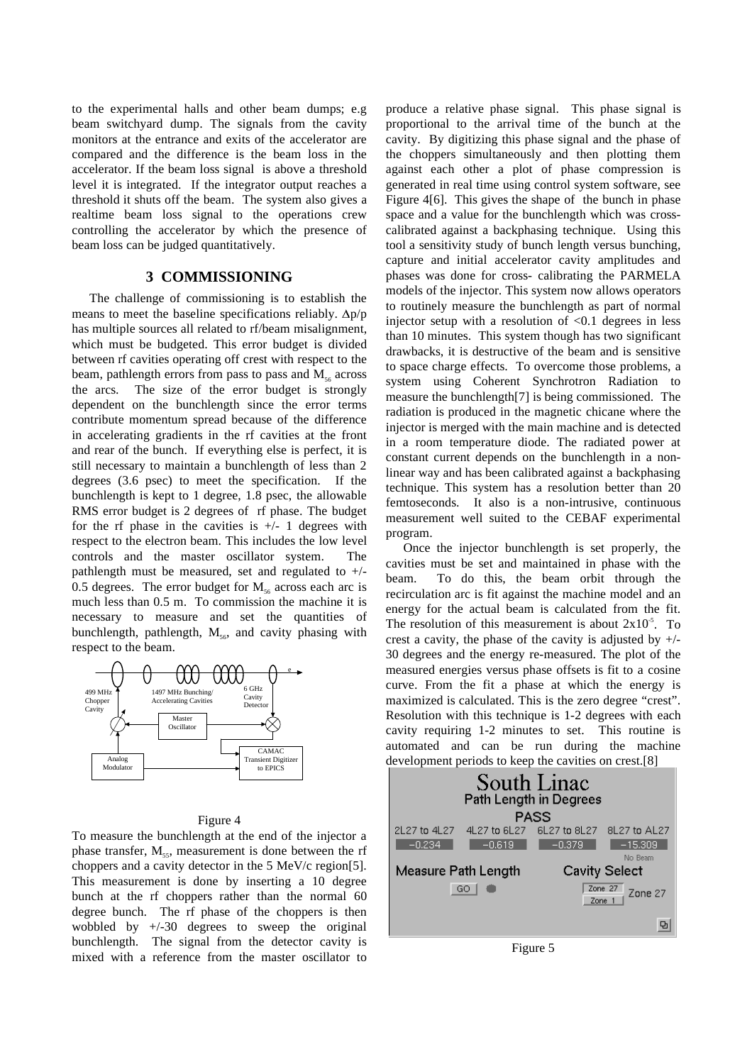to the experimental halls and other beam dumps; e.g beam switchyard dump. The signals from the cavity monitors at the entrance and exits of the accelerator are compared and the difference is the beam loss in the accelerator. If the beam loss signal is above a threshold level it is integrated. If the integrator output reaches a threshold it shuts off the beam. The system also gives a realtime beam loss signal to the operations crew controlling the accelerator by which the presence of beam loss can be judged quantitatively.

## 3 COMMISSIONING

The challenge of commissioning is to establish the means to meet the baseline specifications reliably. $\Delta p/p$ has multiple sources all related to rf/beam misalignment, which must be budgeted. This error budget is divided between rf cavities operating off crest with respect to the beam, pathlength errors from pass to pass and $M_{56}$ across the arcs. The size of the error budget is strongly dependent on the bunchlength since the error terms contribute momentum spread because of the difference in accelerating gradients in the rf cavities at the front and rear of the bunch. If everything else is perfect, it is still necessary to maintain a bunchlength of less than 2 degrees (3.6 psec) to meet the specification. If the bunchlength is kept to 1 degree, 1.8 psec, the allowable RMS error budget is 2 degrees of rf phase. The budget for the rf phase in the cavities is +/- 1 degrees with respect to the electron beam. This includes the low level controls and the master oscillator system. The pathlength must be measured, set and regulated to +/- 0.5 degrees. The error budget for $M_{56}$ across each arc is much less than 0.5 m. To commission the machine it is necessary to measure and set the quantities of bunchlength, pathlength, $M_{56}$, and cavity phasing with respect to the beam.

Figure 4

To measure the bunchlength at the end of the injector a phase transfer, $M_{55}$, measurement is done between the rf choppers and a cavity detector in the 5 MeV/c region[5]. This measurement is done by inserting a 10 degree bunch at the rf choppers rather than the normal 60 degree bunch. The rf phase of the choppers is then wobbled by +/-30 degrees to sweep the original bunchlength. The signal from the detector cavity is mixed with a reference from the master oscillator to produce a relative phase signal. This phase signal is proportional to the arrival time of the bunch at the cavity. By digitizing this phase signal and the phase of the choppers simultaneously and then plotting them against each other a plot of phase compression is generated in real time using control system software, see Figure 4[6]. This gives the shape of the bunch in phase space and a value for the bunchlength which was cross-calibrated against a backphasing technique. Using this tool a sensitivity study of bunch length versus bunching, capture and initial accelerator cavity amplitudes and phases was done for cross- calibrating the PARMELA models of the injector. This system now allows operators to routinely measure the bunchlength as part of normal injector setup with a resolution of <0.1 degrees in less than 10 minutes. This system though has two significant drawbacks, it is destructive of the beam and is sensitive to space charge effects. To overcome those problems, a system using Coherent Synchrotron Radiation to measure the bunchlength[7] is being commissioned. The radiation is produced in the magnetic chicane where the injector is merged with the main machine and is detected in a room temperature diode. The radiated power at constant current depends on the bunchlength in a non-linear way and has been calibrated against a backphasing technique. This system has a resolution better than 20 femtoseconds. It also is a non-intrusive, continuous measurement well suited to the CEBAF experimental program.

Once the injector bunchlength is set properly, the cavities must be set and maintained in phase with the beam. To do this, the beam orbit through the recirculation arc is fit against the machine model and an energy for the actual beam is calculated from the fit. The resolution of this measurement is about $2x10^{-5}$. To crest a cavity, the phase of the cavity is adjusted by +/- 30 degrees and the energy re-measured. The plot of the measured energies versus phase offsets is fit to a cosine curve. From the fit a phase at which the energy is maximized is calculated. This is the zero degree "crest". Resolution with this technique is 1-2 degrees with each cavity requiring 1-2 minutes to set. This routine is automated and can be run during the machine development periods to keep the cavities on crest.[8]

Figure 5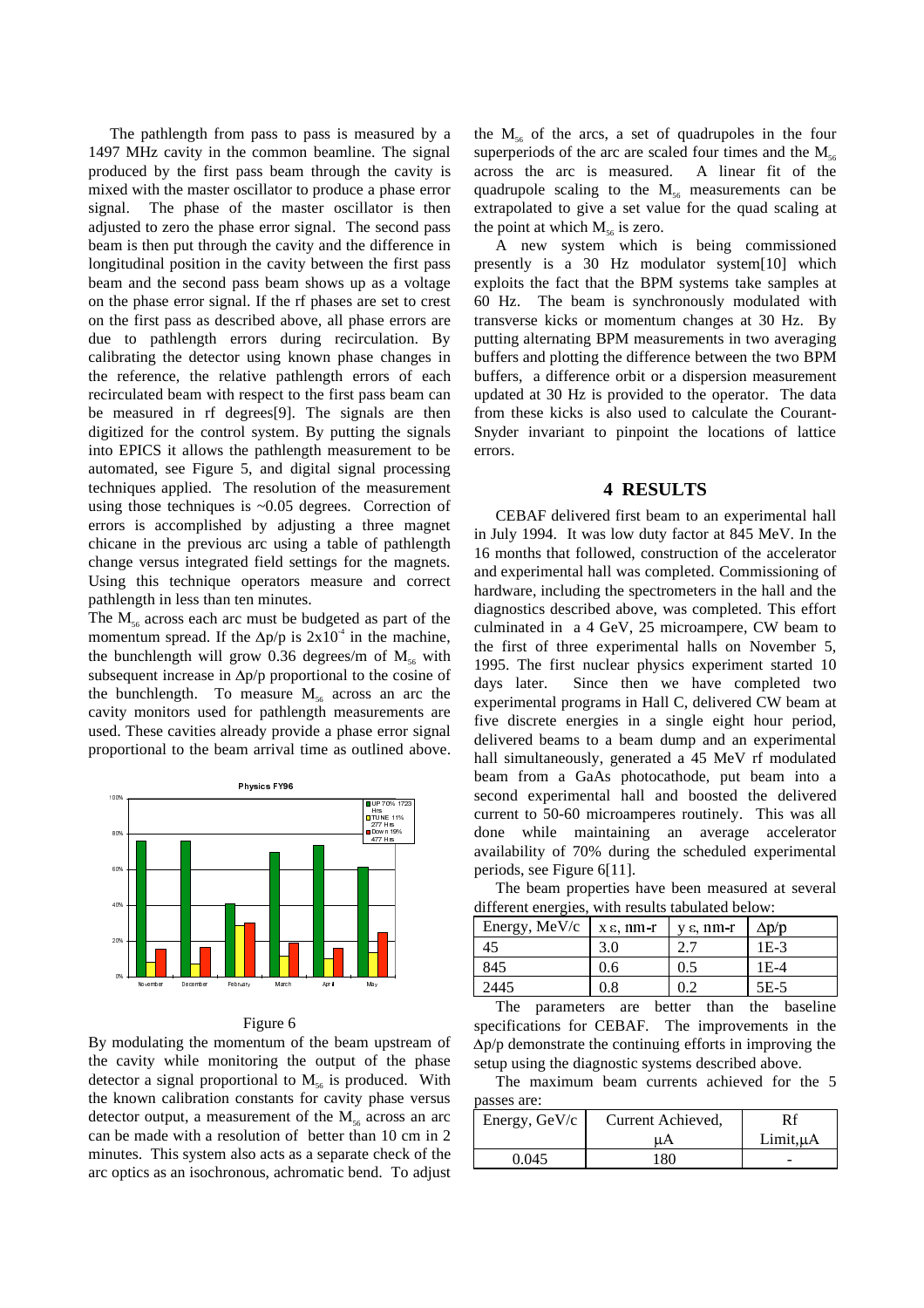The pathlength from pass to pass is measured by a 1497 MHz cavity in the common beamline. The signal produced by the first pass beam through the cavity is mixed with the master oscillator to produce a phase error signal. The phase of the master oscillator is then adjusted to zero the phase error signal. The second pass beam is then put through the cavity and the difference in longitudinal position in the cavity between the first pass beam and the second pass beam shows up as a voltage on the phase error signal. If the rf phases are set to crest on the first pass as described above, all phase errors are due to pathlength errors during recirculation. By calibrating the detector using known phase changes in the reference, the relative pathlength errors of each recirculated beam with respect to the first pass beam can be measured in rf degrees[9]. The signals are then digitized for the control system. By putting the signals into EPICS it allows the pathlength measurement to be automated, see Figure 5, and digital signal processing techniques applied. The resolution of the measurement using those techniques is ~0.05 degrees. Correction of errors is accomplished by adjusting a three magnet chicane in the previous arc using a table of pathlength change versus integrated field settings for the magnets. Using this technique operators measure and correct pathlength in less than ten minutes.

The $M_{56}$ across each arc must be budgeted as part of the momentum spread. If the $\Delta p/p$ is $2x10^{-4}$ in the machine, the bunchlength will grow 0.36 degrees/m of $M_{56}$ with subsequent increase in $\Delta p/p$ proportional to the cosine of the bunchlength. To measure $M_{56}$ across an arc the cavity monitors used for pathlength measurements are used. These cavities already provide a phase error signal proportional to the beam arrival time as outlined above.

Figure 6

By modulating the momentum of the beam upstream of the cavity while monitoring the output of the phase detector a signal proportional to $M_{56}$ is produced. With the known calibration constants for cavity phase versus detector output, a measurement of the $M_{56}$ across an arc can be made with a resolution of better than 10 cm in 2 minutes. This system also acts as a separate check of the arc optics as an isochronous, achromatic bend. To adjust the $M_{56}$ of the arcs, a set of quadrupoles in the four superperiods of the arc are scaled four times and the $M_{56}$ across the arc is measured. A linear fit of the quadrupole scaling to the $M_{56}$ measurements can be extrapolated to give a set value for the quad scaling at the point at which $M_{56}$ is zero.

A new system which is being commissioned presently is a 30 Hz modulator system[10] which exploits the fact that the BPM systems take samples at 60 Hz. The beam is synchronously modulated with transverse kicks or momentum changes at 30 Hz. By putting alternating BPM measurements in two averaging buffers and plotting the difference between the two BPM buffers, a difference orbit or a dispersion measurement updated at 30 Hz is provided to the operator. The data from these kicks is also used to calculate the Courant-Snyder invariant to pinpoint the locations of lattice errors.

## 4 RESULTS

CEBAF delivered first beam to an experimental hall in July 1994. It was low duty factor at 845 MeV. In the 16 months that followed, construction of the accelerator and experimental hall was completed. Commissioning of hardware, including the spectrometers in the hall and the diagnostics described above, was completed. This effort culminated in a 4 GeV, 25 microampere, CW beam to the first of three experimental halls on November 5, 1995. The first nuclear physics experiment started 10 days later. Since then we have completed two experimental programs in Hall C, delivered CW beam at five discrete energies in a single eight hour period, delivered beams to a beam dump and an experimental hall simultaneously, generated a 45 MeV rf modulated beam from a GaAs photocathode, put beam into a second experimental hall and boosted the delivered current to 50-60 microamperes routinely. This was all done while maintaining an average accelerator availability of 70% during the scheduled experimental periods, see Figure 6[11].

The beam properties have been measured at several different energies, with results tabulated below:

| Energy, MeV/c | x ε, nm-r | y ε, nm-r | Δp/p |
|---|---|---|---|
| 45 | 3.0 | 2.7 | 1E-3 |
| 845 | 0.6 | 0.5 | 1E-4 |
| 2445 | 0.8 | 0.2 | 5E-5 |

The parameters are better than the baseline specifications for CEBAF. The improvements in the $\Delta p/p$ demonstrate the continuing efforts in improving the setup using the diagnostic systems described above.

The maximum beam currents achieved for the 5 passes are:

| Energy, GeV/c | Current Achieved, μA | Rf Limit,μA |
|---|---|---|
| 0.045 | 180 | - |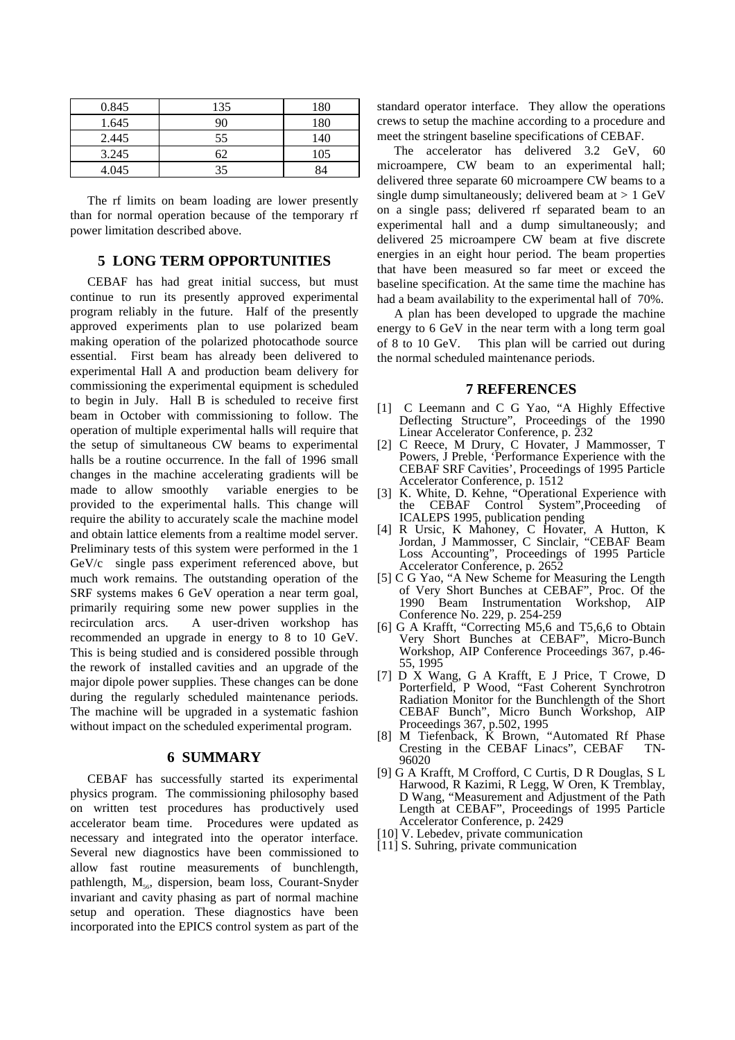| | | |
|---|---|---|
| 0.845 | 135 | 180 |
| 1.645 | 90 | 180 |
| 2.445 | 55 | 140 |
| 3.245 | 62 | 105 |
| 4.045 | 35 | 84 |

The rf limits on beam loading are lower presently than for normal operation because of the temporary rf power limitation described above.

## 5 LONG TERM OPPORTUNITIES

CEBAF has had great initial success, but must continue to run its presently approved experimental program reliably in the future. Half of the presently approved experiments plan to use polarized beam making operation of the polarized photocathode source essential. First beam has already been delivered to experimental Hall A and production beam delivery for commissioning the experimental equipment is scheduled to begin in July. Hall B is scheduled to receive first beam in October with commissioning to follow. The operation of multiple experimental halls will require that the setup of simultaneous CW beams to experimental halls be a routine occurrence. In the fall of 1996 small changes in the machine accelerating gradients will be made to allow smoothly variable energies to be provided to the experimental halls. This change will require the ability to accurately scale the machine model and obtain lattice elements from a realtime model server. Preliminary tests of this system were performed in the 1 GeV/c single pass experiment referenced above, but much work remains. The outstanding operation of the SRF systems makes 6 GeV operation a near term goal, primarily requiring some new power supplies in the recirculation arcs. A user-driven workshop has recommended an upgrade in energy to 8 to 10 GeV. This is being studied and is considered possible through the rework of installed cavities and an upgrade of the major dipole power supplies. These changes can be done during the regularly scheduled maintenance periods. The machine will be upgraded in a systematic fashion without impact on the scheduled experimental program.

## 6 SUMMARY

CEBAF has successfully started its experimental physics program. The commissioning philosophy based on written test procedures has productively used accelerator beam time. Procedures were updated as necessary and integrated into the operator interface. Several new diagnostics have been commissioned to allow fast routine measurements of bunchlength, pathlength, $M_{56}$, dispersion, beam loss, Courant-Snyder invariant and cavity phasing as part of normal machine setup and operation. These diagnostics have been incorporated into the EPICS control system as part of the standard operator interface. They allow the operations crews to setup the machine according to a procedure and meet the stringent baseline specifications of CEBAF.

The accelerator has delivered 3.2 GeV, 60 microampere, CW beam to an experimental hall; delivered three separate 60 microampere CW beams to a single dump simultaneously; delivered beam at > 1 GeV on a single pass; delivered rf separated beam to an experimental hall and a dump simultaneously; and delivered 25 microampere CW beam at five discrete energies in an eight hour period. The beam properties that have been measured so far meet or exceed the baseline specification. At the same time the machine has had a beam availability to the experimental hall of 70%.

A plan has been developed to upgrade the machine energy to 6 GeV in the near term with a long term goal of 8 to 10 GeV. This plan will be carried out during the normal scheduled maintenance periods.

## 7 REFERENCES

[1] C Leemann and C G Yao, "A Highly Effective Deflecting Structure", Proceedings of the 1990 Linear Accelerator Conference, p. 232

[2] C Reece, M Drury, C Hovater, J Mammosser, T Powers, J Preble, 'Performance Experience with the CEBAF SRF Cavities', Proceedings of 1995 Particle Accelerator Conference, p. 1512

[3] K. White, D. Kehne, "Operational Experience with the CEBAF Control System",Proceeding of ICALEPS 1995, publication pending

[4] R Ursic, K Mahoney, C Hovater, A Hutton, K Jordan, J Mammosser, C Sinclair, "CEBAF Beam Loss Accounting", Proceedings of 1995 Particle Accelerator Conference, p. 2652

[5] C G Yao, "A New Scheme for Measuring the Length of Very Short Bunches at CEBAF", Proc. Of the 1990 Beam Instrumentation Workshop, AIP Conference No. 229, p. 254-259

[6] G A Krafft, "Correcting M5,6 and T5,6,6 to Obtain Very Short Bunches at CEBAF", Micro-Bunch Workshop, AIP Conference Proceedings 367, p.46-55, 1995

[7] D X Wang, G A Krafft, E J Price, T Crowe, D Porterfield, P Wood, "Fast Coherent Synchrotron Radiation Monitor for the Bunchlength of the Short CEBAF Bunch", Micro Bunch Workshop, AIP Proceedings 367, p.502, 1995

[8] M Tiefenback, K Brown, "Automated Rf Phase Cresting in the CEBAF Linacs", CEBAF TN-96020

[9] G A Krafft, M Crofford, C Curtis, D R Douglas, S L Harwood, R Kazimi, R Legg, W Oren, K Tremblay, D Wang, "Measurement and Adjustment of the Path Length at CEBAF", Proceedings of 1995 Particle Accelerator Conference, p. 2429

[10] V. Lebedev, private communication

[11] S. Suhring, private communication